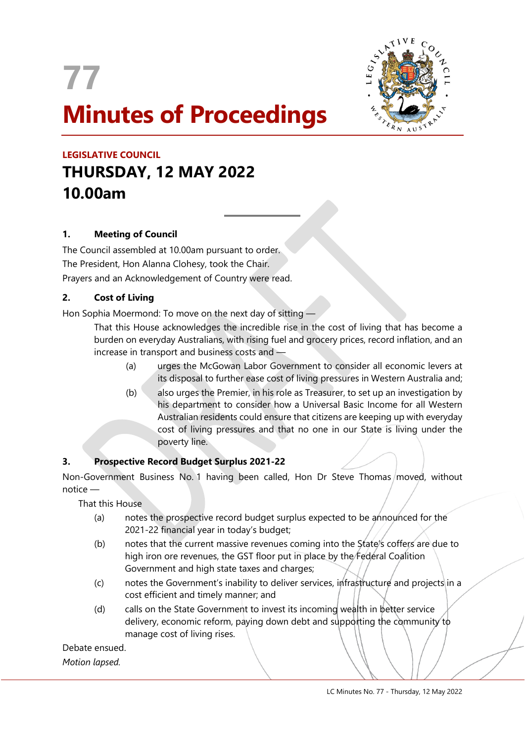# 77

# Minutes of Proceedings

**LEGISLATIVE COUNCIL**

## THURSDAY, 12 MAY 2022

## 10.00am

---

### 1. Meeting of Council

The Council assembled at 10.00am pursuant to order.

The President, Hon Alanna Clohesy, took the Chair.

Prayers and an Acknowledgement of Country were read.

### 2. Cost of Living

Hon Sophia Moermond: To move on the next day of sitting —

> That this House acknowledges the incredible rise in the cost of living that has become a burden on everyday Australians, with rising fuel and grocery prices, record inflation, and an increase in transport and business costs and —
>
> (a) urges the McGowan Labor Government to consider all economic levers at its disposal to further ease cost of living pressures in Western Australia and;
>
> (b) also urges the Premier, in his role as Treasurer, to set up an investigation by his department to consider how a Universal Basic Income for all Western Australian residents could ensure that citizens are keeping up with everyday cost of living pressures and that no one in our State is living under the poverty line.

### 3. Prospective Record Budget Surplus 2021-22

Non-Government Business No. 1 having been called, Hon Dr Steve Thomas moved, without notice —

> That this House
>
> (a) notes the prospective record budget surplus expected to be announced for the 2021-22 financial year in today's budget;
>
> (b) notes that the current massive revenues coming into the State's coffers are due to high iron ore revenues, the GST floor put in place by the Federal Coalition Government and high state taxes and charges;
>
> (c) notes the Government's inability to deliver services, infrastructure and projects in a cost efficient and timely manner; and
>
> (d) calls on the State Government to invest its incoming wealth in better service delivery, economic reform, paying down debt and supporting the community to manage cost of living rises.

Debate ensued.

*Motion lapsed.*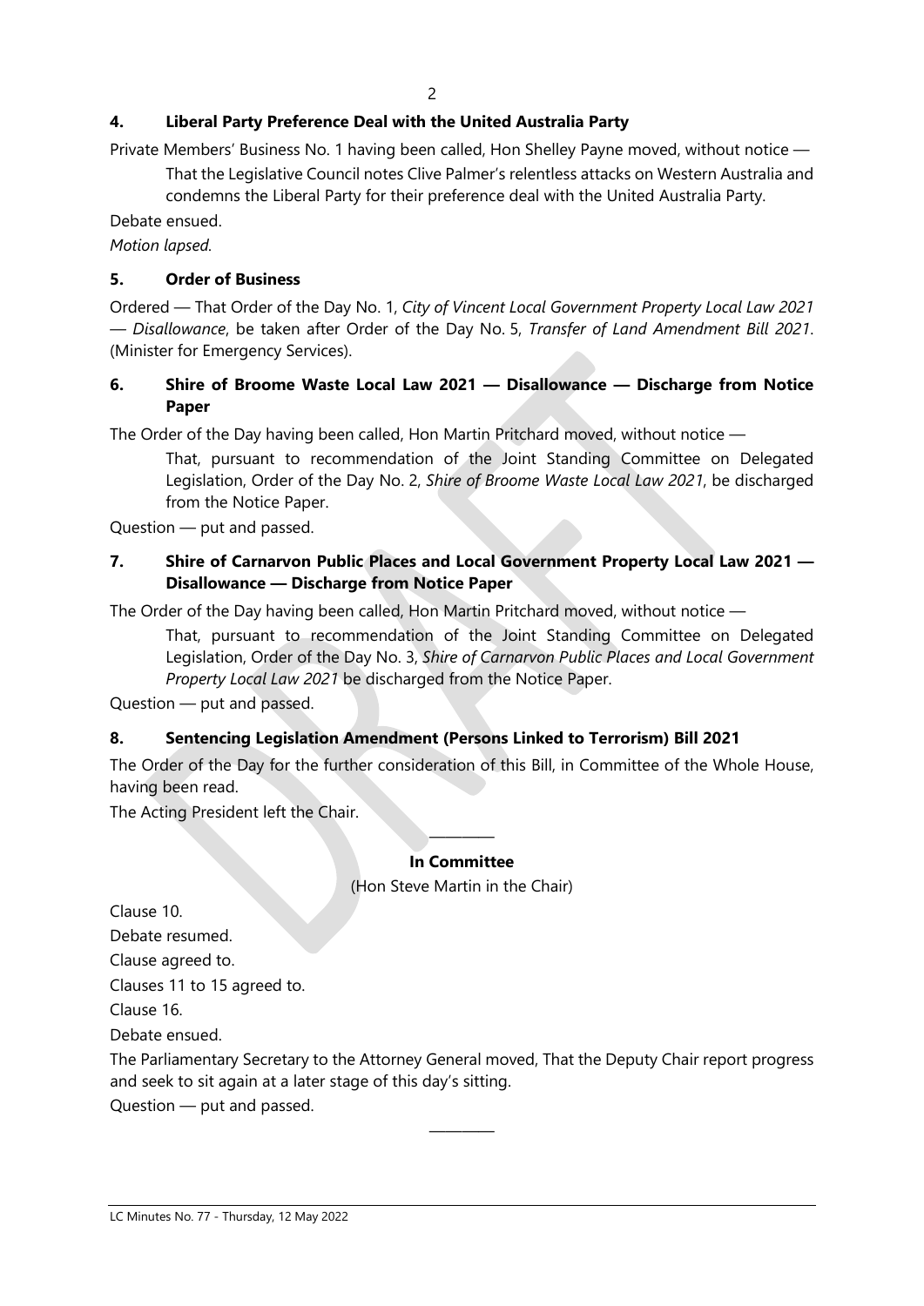## 4. Liberal Party Preference Deal with the United Australia Party

Private Members' Business No. 1 having been called, Hon Shelley Payne moved, without notice —

> That the Legislative Council notes Clive Palmer's relentless attacks on Western Australia and condemns the Liberal Party for their preference deal with the United Australia Party.

Debate ensued.

*Motion lapsed.*

## 5. Order of Business

Ordered — That Order of the Day No. 1, *City of Vincent Local Government Property Local Law 2021 — Disallowance*, be taken after Order of the Day No. 5, *Transfer of Land Amendment Bill 2021*. (Minister for Emergency Services).

## 6. Shire of Broome Waste Local Law 2021 — Disallowance — Discharge from Notice Paper

The Order of the Day having been called, Hon Martin Pritchard moved, without notice —

> That, pursuant to recommendation of the Joint Standing Committee on Delegated Legislation, Order of the Day No. 2, *Shire of Broome Waste Local Law 2021*, be discharged from the Notice Paper.

Question — put and passed.

## 7. Shire of Carnarvon Public Places and Local Government Property Local Law 2021 — Disallowance — Discharge from Notice Paper

The Order of the Day having been called, Hon Martin Pritchard moved, without notice —

> That, pursuant to recommendation of the Joint Standing Committee on Delegated Legislation, Order of the Day No. 3, *Shire of Carnarvon Public Places and Local Government Property Local Law 2021* be discharged from the Notice Paper.

Question — put and passed.

## 8. Sentencing Legislation Amendment (Persons Linked to Terrorism) Bill 2021

The Order of the Day for the further consideration of this Bill, in Committee of the Whole House, having been read.

The Acting President left the Chair.

---

**In Committee**

(Hon Steve Martin in the Chair)

Clause 10.

Debate resumed.

Clause agreed to.

Clauses 11 to 15 agreed to.

Clause 16.

Debate ensued.

The Parliamentary Secretary to the Attorney General moved, That the Deputy Chair report progress and seek to sit again at a later stage of this day's sitting.

Question — put and passed.

---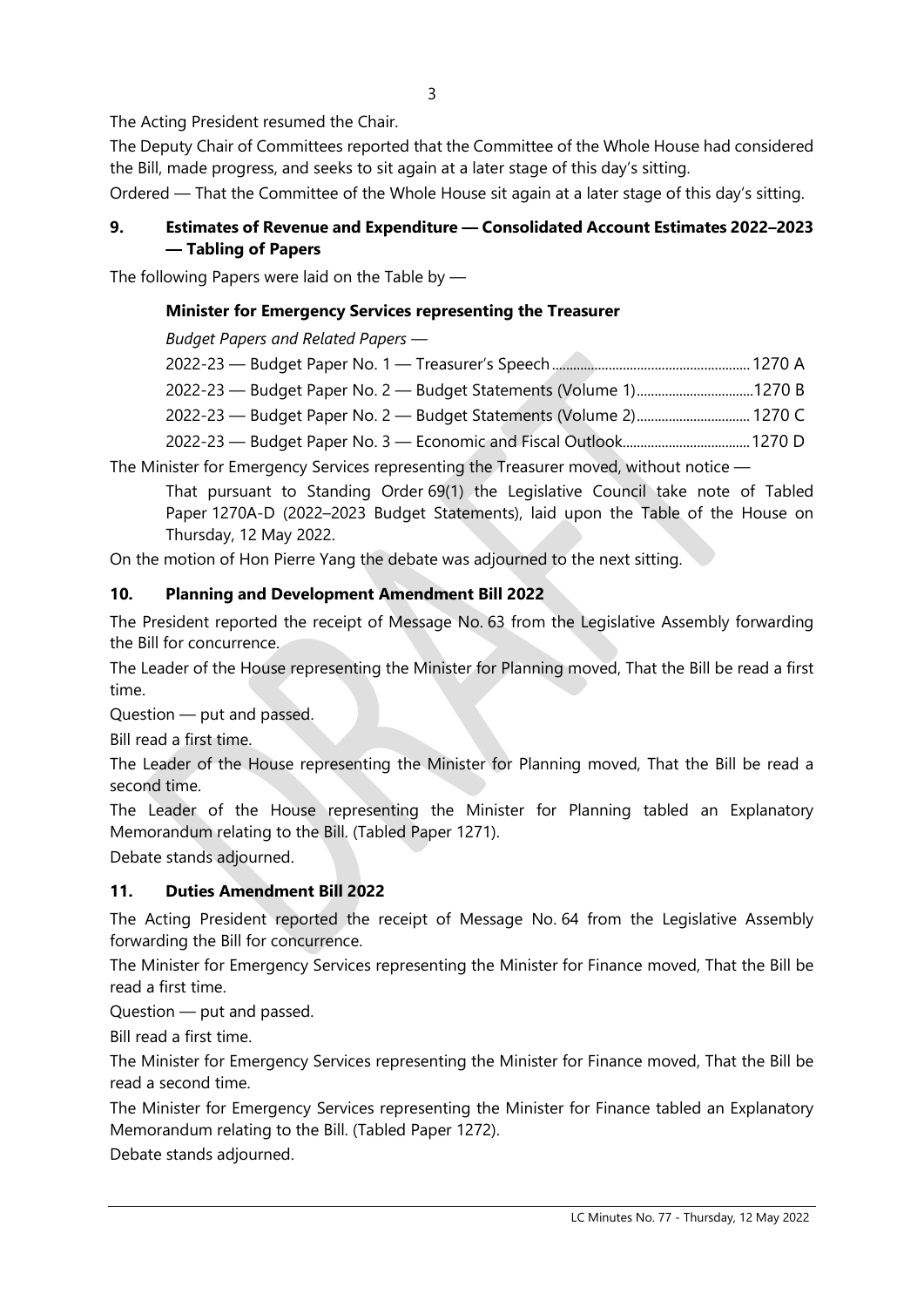The Acting President resumed the Chair.

The Deputy Chair of Committees reported that the Committee of the Whole House had considered the Bill, made progress, and seeks to sit again at a later stage of this day's sitting.

Ordered — That the Committee of the Whole House sit again at a later stage of this day's sitting.

### 9. Estimates of Revenue and Expenditure — Consolidated Account Estimates 2022–2023 — Tabling of Papers

The following Papers were laid on the Table by —

**Minister for Emergency Services representing the Treasurer**

*Budget Papers and Related Papers —*

2022-23 — Budget Paper No. 1 — Treasurer's Speech........................................................ 1270 A

2022-23 — Budget Paper No. 2 — Budget Statements (Volume 1).................................1270 B

2022-23 — Budget Paper No. 2 — Budget Statements (Volume 2)................................ 1270 C

2022-23 — Budget Paper No. 3 — Economic and Fiscal Outlook.................................... 1270 D

The Minister for Emergency Services representing the Treasurer moved, without notice —

> That pursuant to Standing Order 69(1) the Legislative Council take note of Tabled Paper 1270A-D (2022–2023 Budget Statements), laid upon the Table of the House on Thursday, 12 May 2022.

On the motion of Hon Pierre Yang the debate was adjourned to the next sitting.

### 10. Planning and Development Amendment Bill 2022

The President reported the receipt of Message No. 63 from the Legislative Assembly forwarding the Bill for concurrence.

The Leader of the House representing the Minister for Planning moved, That the Bill be read a first time.

Question — put and passed.

Bill read a first time.

The Leader of the House representing the Minister for Planning moved, That the Bill be read a second time.

The Leader of the House representing the Minister for Planning tabled an Explanatory Memorandum relating to the Bill. (Tabled Paper 1271).

Debate stands adjourned.

### 11. Duties Amendment Bill 2022

The Acting President reported the receipt of Message No. 64 from the Legislative Assembly forwarding the Bill for concurrence.

The Minister for Emergency Services representing the Minister for Finance moved, That the Bill be read a first time.

Question — put and passed.

Bill read a first time.

The Minister for Emergency Services representing the Minister for Finance moved, That the Bill be read a second time.

The Minister for Emergency Services representing the Minister for Finance tabled an Explanatory Memorandum relating to the Bill. (Tabled Paper 1272).

Debate stands adjourned.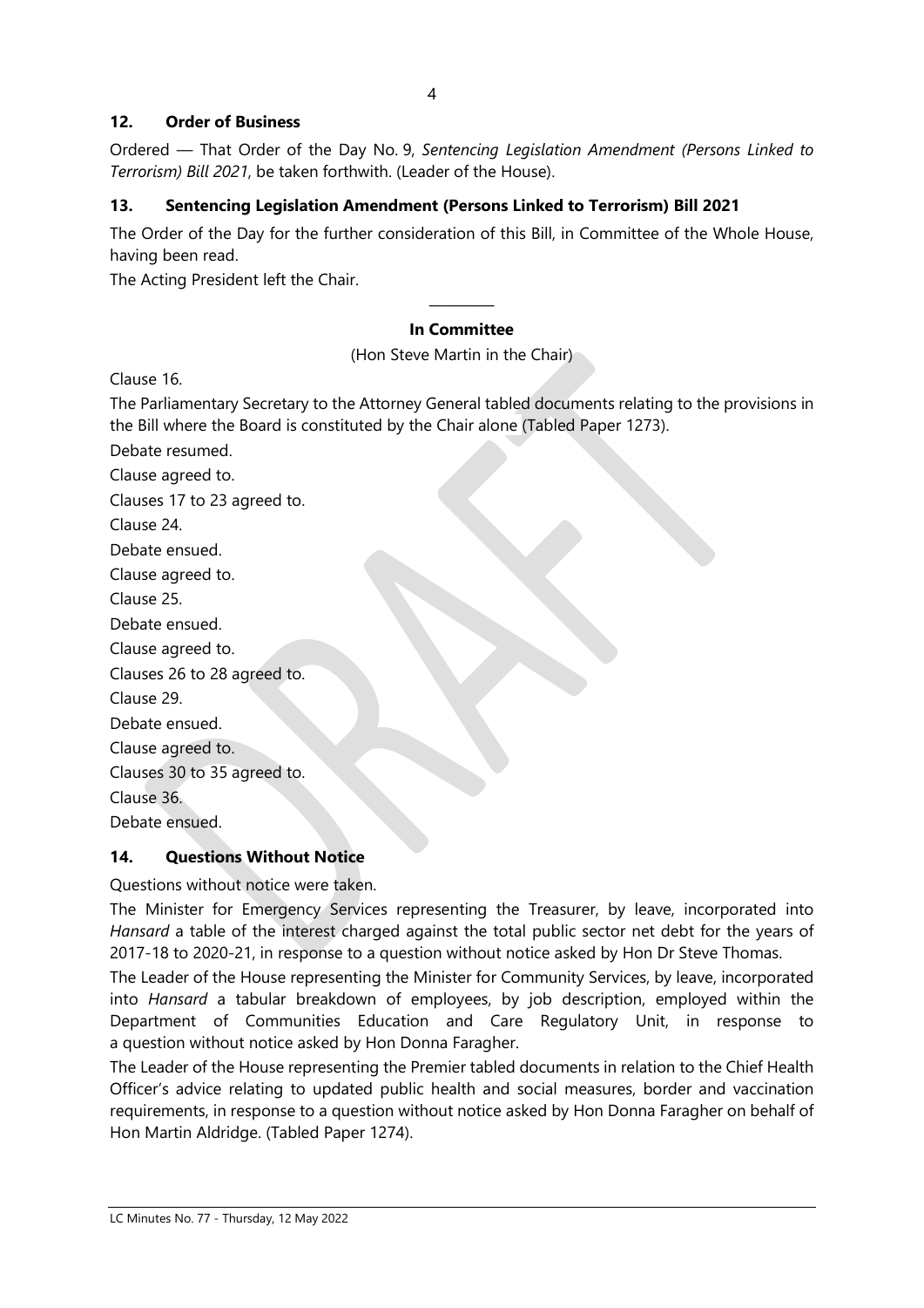## 12. Order of Business

Ordered — That Order of the Day No. 9, *Sentencing Legislation Amendment (Persons Linked to Terrorism) Bill 2021*, be taken forthwith. (Leader of the House).

## 13. Sentencing Legislation Amendment (Persons Linked to Terrorism) Bill 2021

The Order of the Day for the further consideration of this Bill, in Committee of the Whole House, having been read.

The Acting President left the Chair.

---

**In Committee**

(Hon Steve Martin in the Chair)

Clause 16.

The Parliamentary Secretary to the Attorney General tabled documents relating to the provisions in the Bill where the Board is constituted by the Chair alone (Tabled Paper 1273).

Debate resumed.

Clause agreed to.

Clauses 17 to 23 agreed to.

Clause 24.

Debate ensued.

Clause agreed to.

Clause 25.

Debate ensued.

Clause agreed to.

Clauses 26 to 28 agreed to.

Clause 29.

Debate ensued.

Clause agreed to.

Clauses 30 to 35 agreed to.

Clause 36.

Debate ensued.

## 14. Questions Without Notice

Questions without notice were taken.

The Minister for Emergency Services representing the Treasurer, by leave, incorporated into *Hansard* a table of the interest charged against the total public sector net debt for the years of 2017-18 to 2020-21, in response to a question without notice asked by Hon Dr Steve Thomas.

The Leader of the House representing the Minister for Community Services, by leave, incorporated into *Hansard* a tabular breakdown of employees, by job description, employed within the Department of Communities Education and Care Regulatory Unit, in response to a question without notice asked by Hon Donna Faragher.

The Leader of the House representing the Premier tabled documents in relation to the Chief Health Officer's advice relating to updated public health and social measures, border and vaccination requirements, in response to a question without notice asked by Hon Donna Faragher on behalf of Hon Martin Aldridge. (Tabled Paper 1274).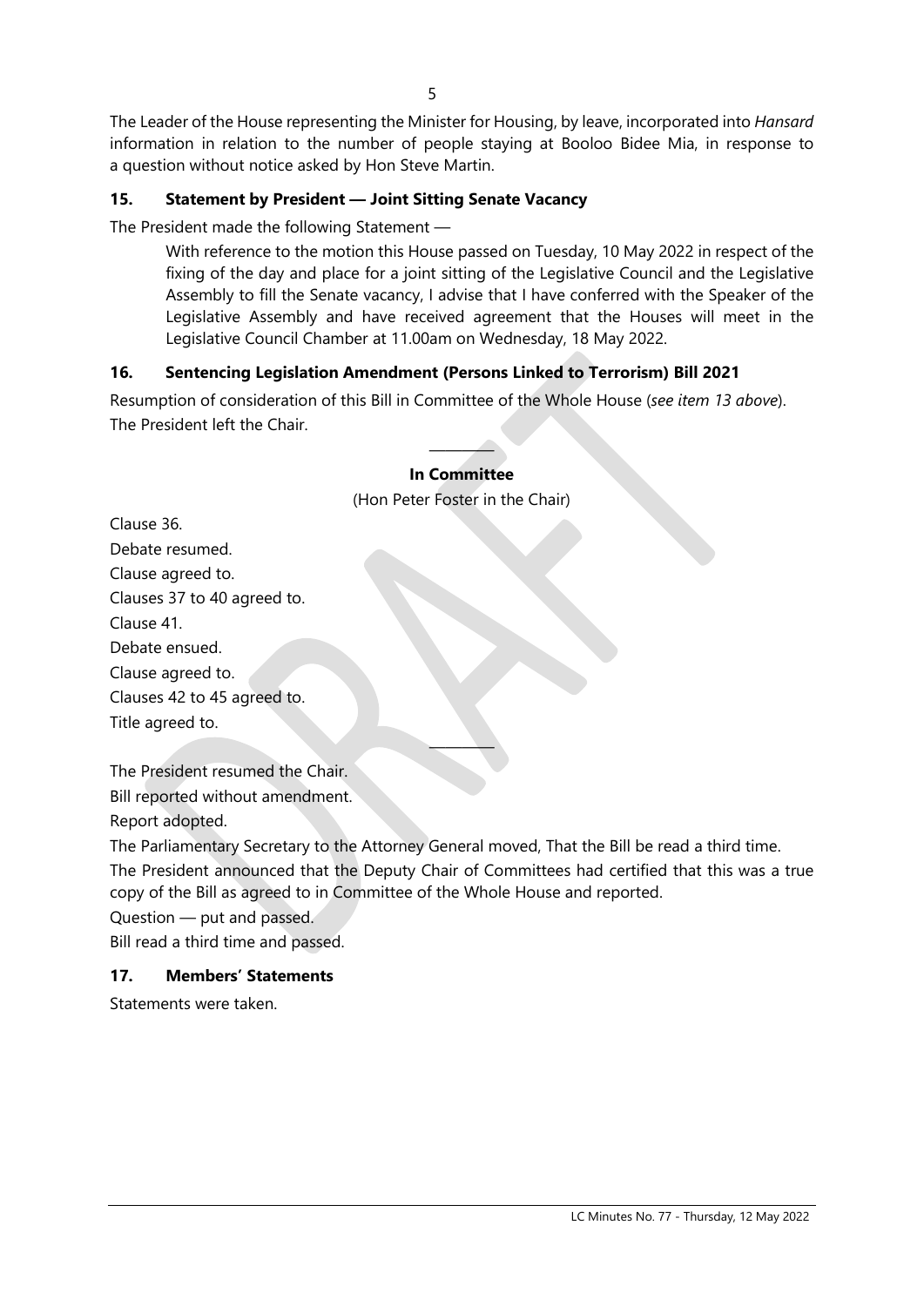The Leader of the House representing the Minister for Housing, by leave, incorporated into *Hansard* information in relation to the number of people staying at Booloo Bidee Mia, in response to a question without notice asked by Hon Steve Martin.

### 15. Statement by President — Joint Sitting Senate Vacancy

The President made the following Statement —

> With reference to the motion this House passed on Tuesday, 10 May 2022 in respect of the fixing of the day and place for a joint sitting of the Legislative Council and the Legislative Assembly to fill the Senate vacancy, I advise that I have conferred with the Speaker of the Legislative Assembly and have received agreement that the Houses will meet in the Legislative Council Chamber at 11.00am on Wednesday, 18 May 2022.

### 16. Sentencing Legislation Amendment (Persons Linked to Terrorism) Bill 2021

Resumption of consideration of this Bill in Committee of the Whole House (*see item 13 above*).

The President left the Chair.

---

**In Committee**

(Hon Peter Foster in the Chair)

Clause 36.

Debate resumed.

Clause agreed to.

Clauses 37 to 40 agreed to.

Clause 41.

Debate ensued.

Clause agreed to.

Clauses 42 to 45 agreed to.

Title agreed to.

---

The President resumed the Chair.

Bill reported without amendment.

Report adopted.

The Parliamentary Secretary to the Attorney General moved, That the Bill be read a third time.

The President announced that the Deputy Chair of Committees had certified that this was a true copy of the Bill as agreed to in Committee of the Whole House and reported.

Question — put and passed.

Bill read a third time and passed.

### 17. Members' Statements

Statements were taken.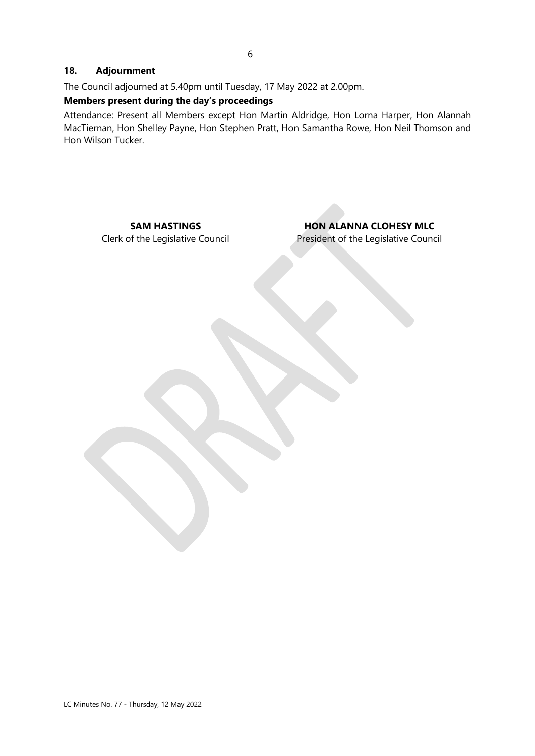## 18. Adjournment

The Council adjourned at 5.40pm until Tuesday, 17 May 2022 at 2.00pm.

**Members present during the day's proceedings**

Attendance: Present all Members except Hon Martin Aldridge, Hon Lorna Harper, Hon Alannah MacTiernan, Hon Shelley Payne, Hon Stephen Pratt, Hon Samantha Rowe, Hon Neil Thomson and Hon Wilson Tucker.

**SAM HASTINGS**
Clerk of the Legislative Council

**HON ALANNA CLOHESY MLC**
President of the Legislative Council

DRAFT